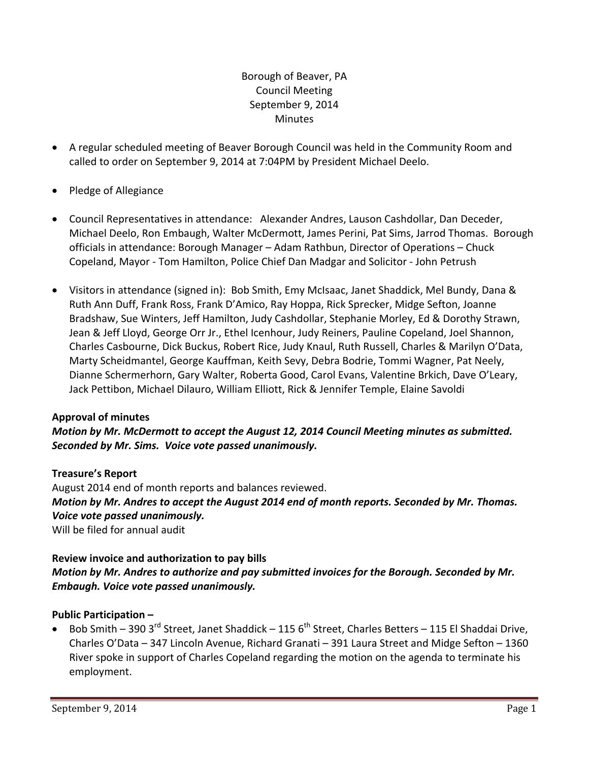Borough of Beaver, PA
Council Meeting
September 9, 2014
Minutes

- A regular scheduled meeting of Beaver Borough Council was held in the Community Room and called to order on September 9, 2014 at 7:04PM by President Michael Deelo.
- Pledge of Allegiance
- Council Representatives in attendance: Alexander Andres, Lauson Cashdollar, Dan Deceder, Michael Deelo, Ron Embaugh, Walter McDermott, James Perini, Pat Sims, Jarrod Thomas. Borough officials in attendance: Borough Manager – Adam Rathbun, Director of Operations – Chuck Copeland, Mayor - Tom Hamilton, Police Chief Dan Madgar and Solicitor - John Petrush
- Visitors in attendance (signed in): Bob Smith, Emy McIsaac, Janet Shaddick, Mel Bundy, Dana & Ruth Ann Duff, Frank Ross, Frank D'Amico, Ray Hoppa, Rick Sprecker, Midge Sefton, Joanne Bradshaw, Sue Winters, Jeff Hamilton, Judy Cashdollar, Stephanie Morley, Ed & Dorothy Strawn, Jean & Jeff Lloyd, George Orr Jr., Ethel Icenhour, Judy Reiners, Pauline Copeland, Joel Shannon, Charles Casbourne, Dick Buckus, Robert Rice, Judy Knaul, Ruth Russell, Charles & Marilyn O'Data, Marty Scheidmantel, George Kauffman, Keith Sevy, Debra Bodrie, Tommi Wagner, Pat Neely, Dianne Schermerhorn, Gary Walter, Roberta Good, Carol Evans, Valentine Brkich, Dave O'Leary, Jack Pettibon, Michael Dilauro, William Elliott, Rick & Jennifer Temple, Elaine Savoldi

**Approval of minutes**

***Motion by Mr. McDermott to accept the August 12, 2014 Council Meeting minutes as submitted. Seconded by Mr. Sims. Voice vote passed unanimously.***

**Treasure's Report**

August 2014 end of month reports and balances reviewed.

***Motion by Mr. Andres to accept the August 2014 end of month reports. Seconded by Mr. Thomas. Voice vote passed unanimously.***

Will be filed for annual audit

**Review invoice and authorization to pay bills**

***Motion by Mr. Andres to authorize and pay submitted invoices for the Borough. Seconded by Mr. Embaugh. Voice vote passed unanimously.***

**Public Participation –**

- Bob Smith – 390 3rd Street, Janet Shaddick – 115 6th Street, Charles Betters – 115 El Shaddai Drive, Charles O'Data – 347 Lincoln Avenue, Richard Granati – 391 Laura Street and Midge Sefton – 1360 River spoke in support of Charles Copeland regarding the motion on the agenda to terminate his employment.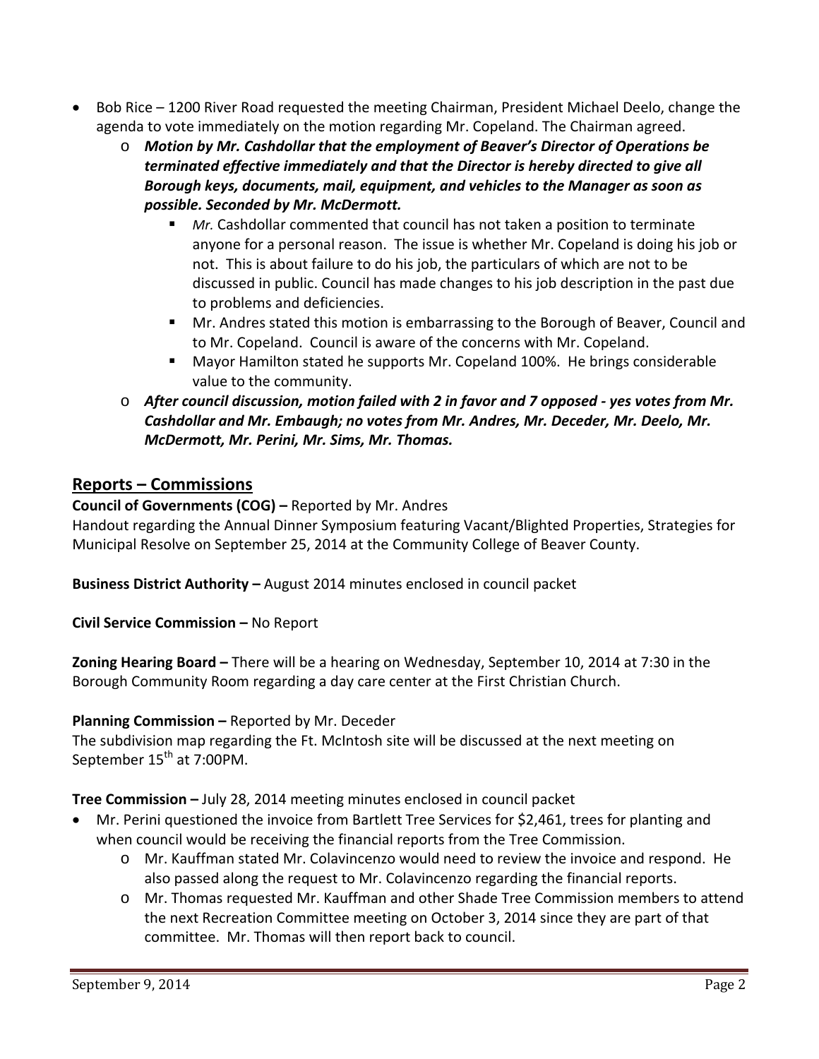- Bob Rice – 1200 River Road requested the meeting Chairman, President Michael Deelo, change the agenda to vote immediately on the motion regarding Mr. Copeland. The Chairman agreed.
    - ***Motion by Mr. Cashdollar that the employment of Beaver's Director of Operations be terminated effective immediately and that the Director is hereby directed to give all Borough keys, documents, mail, equipment, and vehicles to the Manager as soon as possible. Seconded by Mr. McDermott.***
        - *Mr.* Cashdollar commented that council has not taken a position to terminate anyone for a personal reason. The issue is whether Mr. Copeland is doing his job or not. This is about failure to do his job, the particulars of which are not to be discussed in public. Council has made changes to his job description in the past due to problems and deficiencies.
        - Mr. Andres stated this motion is embarrassing to the Borough of Beaver, Council and to Mr. Copeland. Council is aware of the concerns with Mr. Copeland.
        - Mayor Hamilton stated he supports Mr. Copeland 100%. He brings considerable value to the community.
    - ***After council discussion, motion failed with 2 in favor and 7 opposed - yes votes from Mr. Cashdollar and Mr. Embaugh; no votes from Mr. Andres, Mr. Deceder, Mr. Deelo, Mr. McDermott, Mr. Perini, Mr. Sims, Mr. Thomas.***

## Reports – Commissions

**Council of Governments (COG) –** Reported by Mr. Andres
Handout regarding the Annual Dinner Symposium featuring Vacant/Blighted Properties, Strategies for Municipal Resolve on September 25, 2014 at the Community College of Beaver County.

**Business District Authority –** August 2014 minutes enclosed in council packet

**Civil Service Commission –** No Report

**Zoning Hearing Board –** There will be a hearing on Wednesday, September 10, 2014 at 7:30 in the Borough Community Room regarding a day care center at the First Christian Church.

**Planning Commission –** Reported by Mr. Deceder
The subdivision map regarding the Ft. McIntosh site will be discussed at the next meeting on September 15th at 7:00PM.

**Tree Commission –** July 28, 2014 meeting minutes enclosed in council packet

- Mr. Perini questioned the invoice from Bartlett Tree Services for $2,461, trees for planting and when council would be receiving the financial reports from the Tree Commission.
    - Mr. Kauffman stated Mr. Colavincenzo would need to review the invoice and respond. He also passed along the request to Mr. Colavincenzo regarding the financial reports.
    - Mr. Thomas requested Mr. Kauffman and other Shade Tree Commission members to attend the next Recreation Committee meeting on October 3, 2014 since they are part of that committee. Mr. Thomas will then report back to council.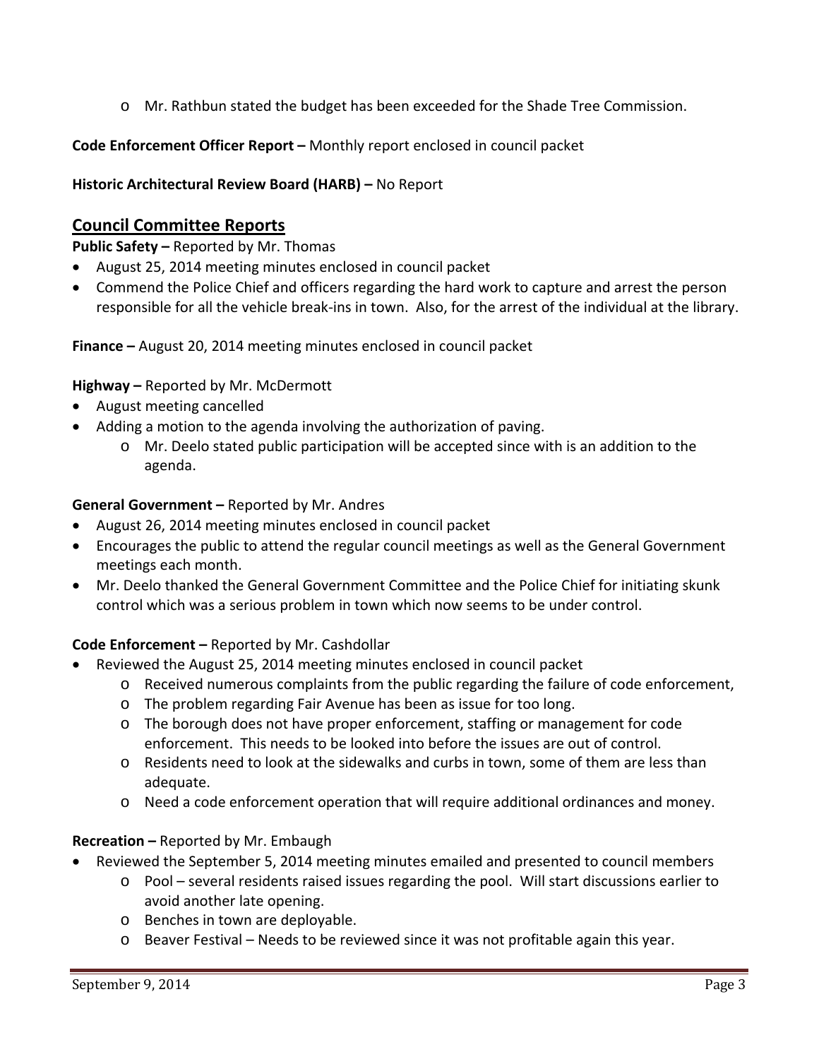- Mr. Rathbun stated the budget has been exceeded for the Shade Tree Commission.

**Code Enforcement Officer Report –** Monthly report enclosed in council packet

**Historic Architectural Review Board (HARB) –** No Report

## Council Committee Reports

**Public Safety –** Reported by Mr. Thomas

- August 25, 2014 meeting minutes enclosed in council packet
- Commend the Police Chief and officers regarding the hard work to capture and arrest the person responsible for all the vehicle break-ins in town. Also, for the arrest of the individual at the library.

**Finance –** August 20, 2014 meeting minutes enclosed in council packet

**Highway –** Reported by Mr. McDermott

- August meeting cancelled
- Adding a motion to the agenda involving the authorization of paving.
  - Mr. Deelo stated public participation will be accepted since with is an addition to the agenda.

**General Government –** Reported by Mr. Andres

- August 26, 2014 meeting minutes enclosed in council packet
- Encourages the public to attend the regular council meetings as well as the General Government meetings each month.
- Mr. Deelo thanked the General Government Committee and the Police Chief for initiating skunk control which was a serious problem in town which now seems to be under control.

**Code Enforcement –** Reported by Mr. Cashdollar

- Reviewed the August 25, 2014 meeting minutes enclosed in council packet
  - Received numerous complaints from the public regarding the failure of code enforcement,
  - The problem regarding Fair Avenue has been as issue for too long.
  - The borough does not have proper enforcement, staffing or management for code enforcement. This needs to be looked into before the issues are out of control.
  - Residents need to look at the sidewalks and curbs in town, some of them are less than adequate.
  - Need a code enforcement operation that will require additional ordinances and money.

**Recreation –** Reported by Mr. Embaugh

- Reviewed the September 5, 2014 meeting minutes emailed and presented to council members
  - Pool – several residents raised issues regarding the pool. Will start discussions earlier to avoid another late opening.
  - Benches in town are deployable.
  - Beaver Festival – Needs to be reviewed since it was not profitable again this year.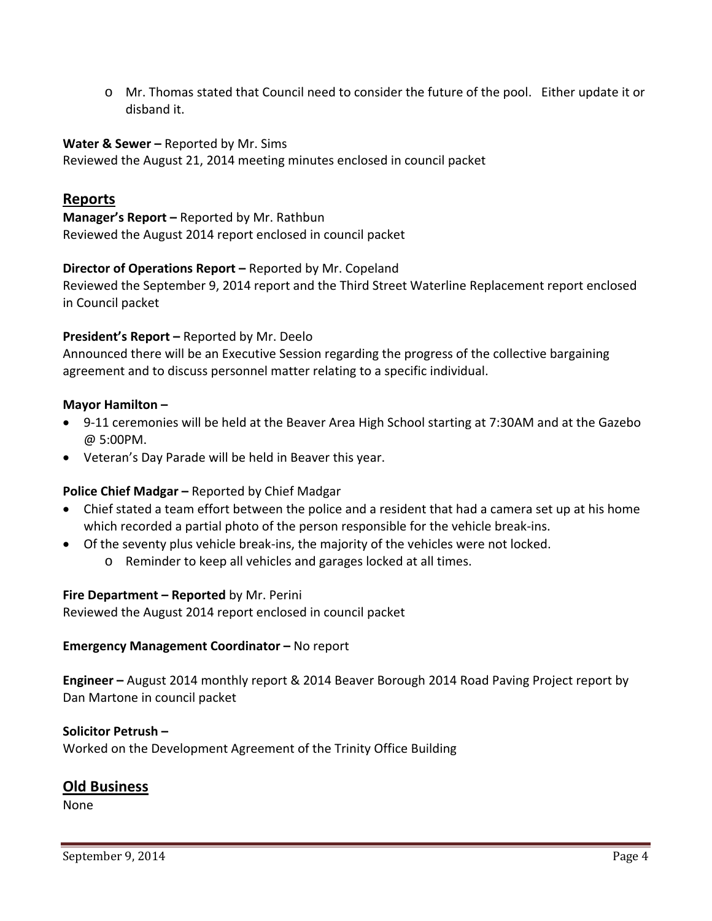- Mr. Thomas stated that Council need to consider the future of the pool. Either update it or disband it.

**Water & Sewer –** Reported by Mr. Sims
Reviewed the August 21, 2014 meeting minutes enclosed in council packet

## Reports

**Manager's Report –** Reported by Mr. Rathbun
Reviewed the August 2014 report enclosed in council packet

**Director of Operations Report –** Reported by Mr. Copeland
Reviewed the September 9, 2014 report and the Third Street Waterline Replacement report enclosed in Council packet

**President's Report –** Reported by Mr. Deelo
Announced there will be an Executive Session regarding the progress of the collective bargaining agreement and to discuss personnel matter relating to a specific individual.

**Mayor Hamilton –**

- 9-11 ceremonies will be held at the Beaver Area High School starting at 7:30AM and at the Gazebo @ 5:00PM.
- Veteran's Day Parade will be held in Beaver this year.

**Police Chief Madgar –** Reported by Chief Madgar

- Chief stated a team effort between the police and a resident that had a camera set up at his home which recorded a partial photo of the person responsible for the vehicle break-ins.
- Of the seventy plus vehicle break-ins, the majority of the vehicles were not locked.
  - Reminder to keep all vehicles and garages locked at all times.

**Fire Department – Reported** by Mr. Perini
Reviewed the August 2014 report enclosed in council packet

**Emergency Management Coordinator –** No report

**Engineer –** August 2014 monthly report & 2014 Beaver Borough 2014 Road Paving Project report by Dan Martone in council packet

**Solicitor Petrush –**
Worked on the Development Agreement of the Trinity Office Building

## Old Business

None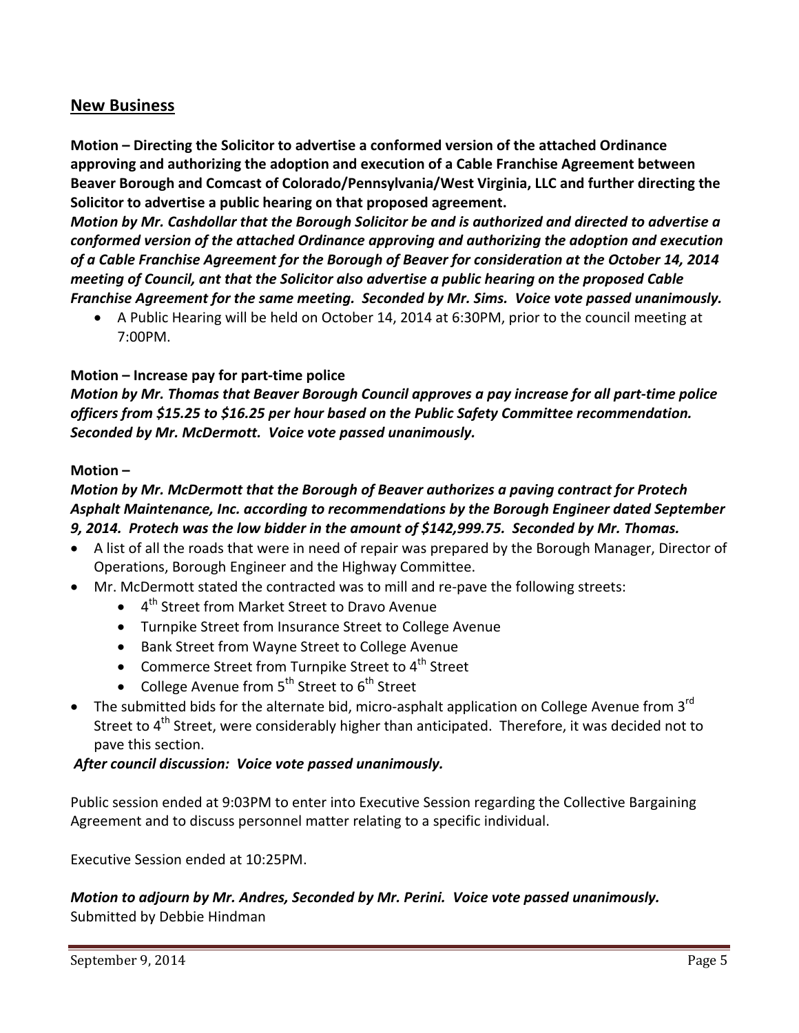## New Business

**Motion – Directing the Solicitor to advertise a conformed version of the attached Ordinance approving and authorizing the adoption and execution of a Cable Franchise Agreement between Beaver Borough and Comcast of Colorado/Pennsylvania/West Virginia, LLC and further directing the Solicitor to advertise a public hearing on that proposed agreement.**

***Motion by Mr. Cashdollar that the Borough Solicitor be and is authorized and directed to advertise a conformed version of the attached Ordinance approving and authorizing the adoption and execution of a Cable Franchise Agreement for the Borough of Beaver for consideration at the October 14, 2014 meeting of Council, ant that the Solicitor also advertise a public hearing on the proposed Cable Franchise Agreement for the same meeting. Seconded by Mr. Sims. Voice vote passed unanimously.***

- A Public Hearing will be held on October 14, 2014 at 6:30PM, prior to the council meeting at 7:00PM.

**Motion – Increase pay for part-time police**

***Motion by Mr. Thomas that Beaver Borough Council approves a pay increase for all part-time police officers from $15.25 to $16.25 per hour based on the Public Safety Committee recommendation. Seconded by Mr. McDermott. Voice vote passed unanimously.***

**Motion –**

***Motion by Mr. McDermott that the Borough of Beaver authorizes a paving contract for Protech Asphalt Maintenance, Inc. according to recommendations by the Borough Engineer dated September 9, 2014. Protech was the low bidder in the amount of $142,999.75. Seconded by Mr. Thomas.***

- A list of all the roads that were in need of repair was prepared by the Borough Manager, Director of Operations, Borough Engineer and the Highway Committee.
- Mr. McDermott stated the contracted was to mill and re-pave the following streets:
  - 4th Street from Market Street to Dravo Avenue
  - Turnpike Street from Insurance Street to College Avenue
  - Bank Street from Wayne Street to College Avenue
  - Commerce Street from Turnpike Street to 4th Street
  - College Avenue from 5th Street to 6th Street
- The submitted bids for the alternate bid, micro-asphalt application on College Avenue from 3rd Street to 4th Street, were considerably higher than anticipated. Therefore, it was decided not to pave this section.

***After council discussion: Voice vote passed unanimously.***

Public session ended at 9:03PM to enter into Executive Session regarding the Collective Bargaining Agreement and to discuss personnel matter relating to a specific individual.

Executive Session ended at 10:25PM.

***Motion to adjourn by Mr. Andres, Seconded by Mr. Perini. Voice vote passed unanimously.***

Submitted by Debbie Hindman